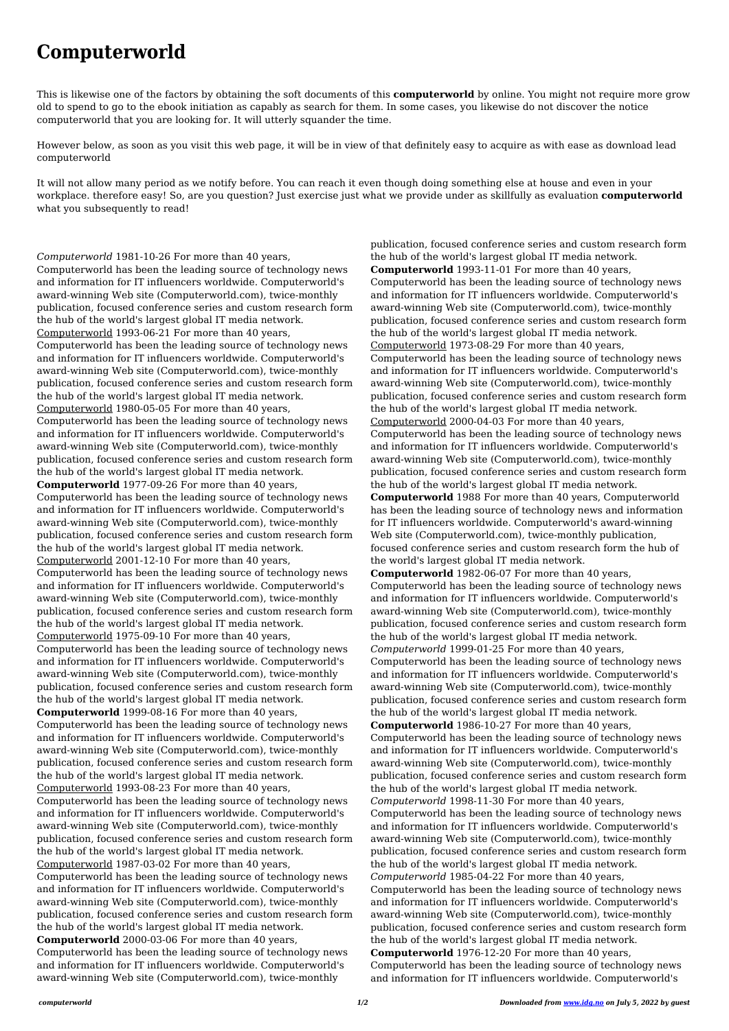# Computerworld

This is likewise one of the factors by obtaining the soft documents of this **computerworld** by online. You might not require more grow old to spend to go to the ebook initiation as capably as search for them. In some cases, you likewise do not discover the notice computerworld that you are looking for. It will utterly squander the time.

However below, as soon as you visit this web page, it will be in view of that definitely easy to acquire as with ease as download lead computerworld

It will not allow many period as we notify before. You can reach it even though doing something else at house and even in your workplace. therefore easy! So, are you question? Just exercise just what we provide under as skillfully as evaluation **computerworld** what you subsequently to read!

*Computerworld* 1981-10-26 For more than 40 years, Computerworld has been the leading source of technology news and information for IT influencers worldwide. Computerworld's award-winning Web site (Computerworld.com), twice-monthly publication, focused conference series and custom research form the hub of the world's largest global IT media network.

Computerworld 1993-06-21 For more than 40 years, Computerworld has been the leading source of technology news and information for IT influencers worldwide. Computerworld's award-winning Web site (Computerworld.com), twice-monthly publication, focused conference series and custom research form the hub of the world's largest global IT media network.

Computerworld 1980-05-05 For more than 40 years, Computerworld has been the leading source of technology news and information for IT influencers worldwide. Computerworld's award-winning Web site (Computerworld.com), twice-monthly publication, focused conference series and custom research form the hub of the world's largest global IT media network.

**Computerworld** 1977-09-26 For more than 40 years, Computerworld has been the leading source of technology news and information for IT influencers worldwide. Computerworld's award-winning Web site (Computerworld.com), twice-monthly publication, focused conference series and custom research form the hub of the world's largest global IT media network.

Computerworld 2001-12-10 For more than 40 years, Computerworld has been the leading source of technology news and information for IT influencers worldwide. Computerworld's award-winning Web site (Computerworld.com), twice-monthly publication, focused conference series and custom research form the hub of the world's largest global IT media network.

Computerworld 1975-09-10 For more than 40 years, Computerworld has been the leading source of technology news and information for IT influencers worldwide. Computerworld's award-winning Web site (Computerworld.com), twice-monthly publication, focused conference series and custom research form the hub of the world's largest global IT media network.

**Computerworld** 1999-08-16 For more than 40 years, Computerworld has been the leading source of technology news and information for IT influencers worldwide. Computerworld's award-winning Web site (Computerworld.com), twice-monthly publication, focused conference series and custom research form the hub of the world's largest global IT media network.

Computerworld 1993-08-23 For more than 40 years, Computerworld has been the leading source of technology news and information for IT influencers worldwide. Computerworld's award-winning Web site (Computerworld.com), twice-monthly publication, focused conference series and custom research form the hub of the world's largest global IT media network.

Computerworld 1987-03-02 For more than 40 years, Computerworld has been the leading source of technology news and information for IT influencers worldwide. Computerworld's award-winning Web site (Computerworld.com), twice-monthly publication, focused conference series and custom research form the hub of the world's largest global IT media network.

**Computerworld** 2000-03-06 For more than 40 years, Computerworld has been the leading source of technology news and information for IT influencers worldwide. Computerworld's award-winning Web site (Computerworld.com), twice-monthly publication, focused conference series and custom research form the hub of the world's largest global IT media network.

**Computerworld** 1993-11-01 For more than 40 years, Computerworld has been the leading source of technology news and information for IT influencers worldwide. Computerworld's award-winning Web site (Computerworld.com), twice-monthly publication, focused conference series and custom research form the hub of the world's largest global IT media network.

Computerworld 1973-08-29 For more than 40 years, Computerworld has been the leading source of technology news and information for IT influencers worldwide. Computerworld's award-winning Web site (Computerworld.com), twice-monthly publication, focused conference series and custom research form the hub of the world's largest global IT media network.

Computerworld 2000-04-03 For more than 40 years, Computerworld has been the leading source of technology news and information for IT influencers worldwide. Computerworld's award-winning Web site (Computerworld.com), twice-monthly publication, focused conference series and custom research form the hub of the world's largest global IT media network.

**Computerworld** 1988 For more than 40 years, Computerworld has been the leading source of technology news and information for IT influencers worldwide. Computerworld's award-winning Web site (Computerworld.com), twice-monthly publication, focused conference series and custom research form the hub of the world's largest global IT media network.

**Computerworld** 1982-06-07 For more than 40 years, Computerworld has been the leading source of technology news and information for IT influencers worldwide. Computerworld's award-winning Web site (Computerworld.com), twice-monthly publication, focused conference series and custom research form the hub of the world's largest global IT media network.

*Computerworld* 1999-01-25 For more than 40 years, Computerworld has been the leading source of technology news and information for IT influencers worldwide. Computerworld's award-winning Web site (Computerworld.com), twice-monthly publication, focused conference series and custom research form the hub of the world's largest global IT media network.

**Computerworld** 1986-10-27 For more than 40 years, Computerworld has been the leading source of technology news and information for IT influencers worldwide. Computerworld's award-winning Web site (Computerworld.com), twice-monthly publication, focused conference series and custom research form the hub of the world's largest global IT media network.

*Computerworld* 1998-11-30 For more than 40 years, Computerworld has been the leading source of technology news and information for IT influencers worldwide. Computerworld's award-winning Web site (Computerworld.com), twice-monthly publication, focused conference series and custom research form the hub of the world's largest global IT media network.

*Computerworld* 1985-04-22 For more than 40 years, Computerworld has been the leading source of technology news and information for IT influencers worldwide. Computerworld's award-winning Web site (Computerworld.com), twice-monthly publication, focused conference series and custom research form the hub of the world's largest global IT media network.

**Computerworld** 1976-12-20 For more than 40 years, Computerworld has been the leading source of technology news and information for IT influencers worldwide. Computerworld's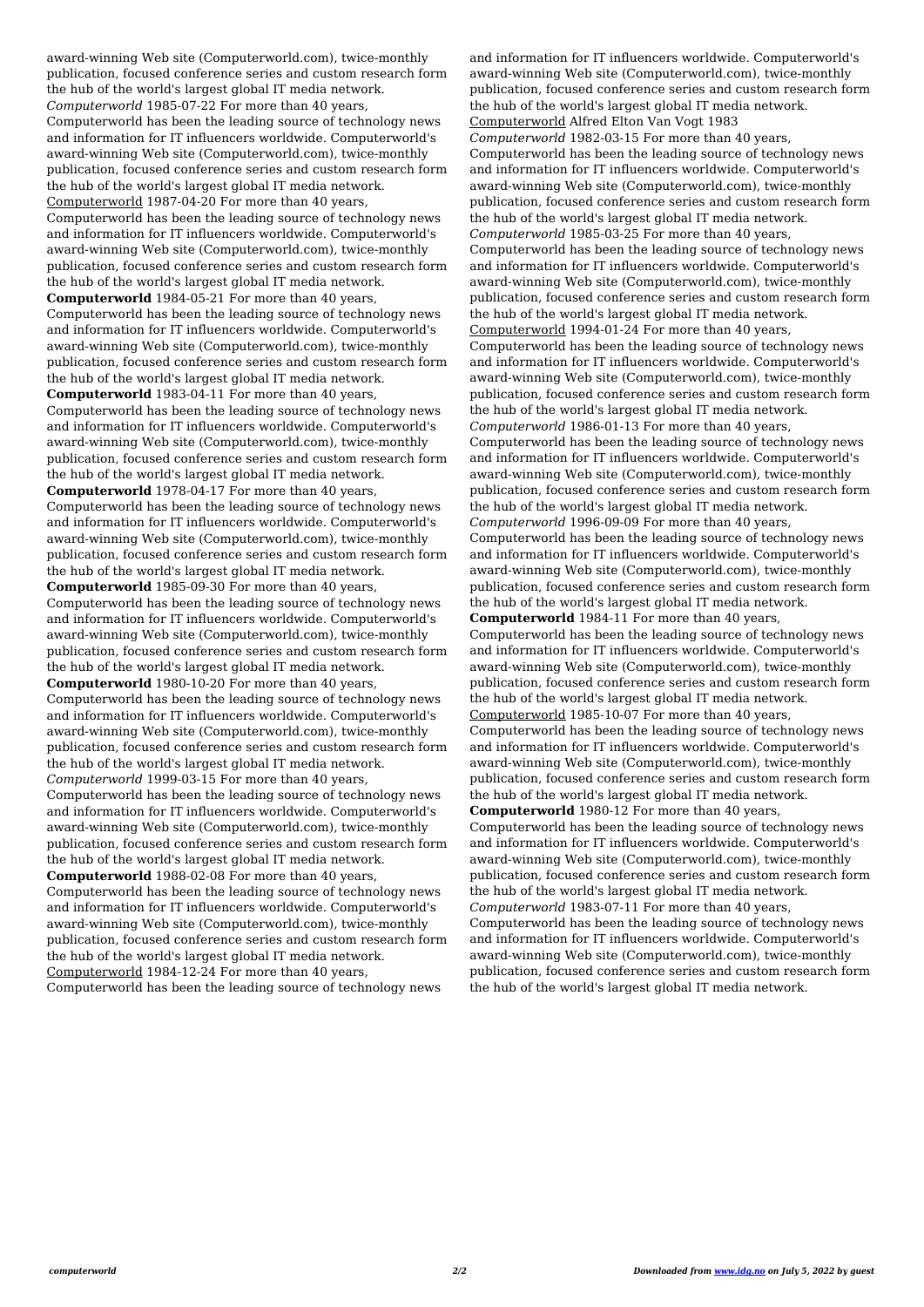award-winning Web site (Computerworld.com), twice-monthly publication, focused conference series and custom research form the hub of the world's largest global IT media network.

*Computerworld* 1985-07-22 For more than 40 years, Computerworld has been the leading source of technology news and information for IT influencers worldwide. Computerworld's award-winning Web site (Computerworld.com), twice-monthly publication, focused conference series and custom research form the hub of the world's largest global IT media network.

Computerworld 1987-04-20 For more than 40 years, Computerworld has been the leading source of technology news and information for IT influencers worldwide. Computerworld's award-winning Web site (Computerworld.com), twice-monthly publication, focused conference series and custom research form the hub of the world's largest global IT media network.

**Computerworld** 1984-05-21 For more than 40 years, Computerworld has been the leading source of technology news and information for IT influencers worldwide. Computerworld's award-winning Web site (Computerworld.com), twice-monthly publication, focused conference series and custom research form the hub of the world's largest global IT media network.

**Computerworld** 1983-04-11 For more than 40 years, Computerworld has been the leading source of technology news and information for IT influencers worldwide. Computerworld's award-winning Web site (Computerworld.com), twice-monthly publication, focused conference series and custom research form the hub of the world's largest global IT media network.

**Computerworld** 1978-04-17 For more than 40 years, Computerworld has been the leading source of technology news and information for IT influencers worldwide. Computerworld's award-winning Web site (Computerworld.com), twice-monthly publication, focused conference series and custom research form the hub of the world's largest global IT media network.

**Computerworld** 1985-09-30 For more than 40 years, Computerworld has been the leading source of technology news and information for IT influencers worldwide. Computerworld's award-winning Web site (Computerworld.com), twice-monthly publication, focused conference series and custom research form the hub of the world's largest global IT media network.

**Computerworld** 1980-10-20 For more than 40 years, Computerworld has been the leading source of technology news and information for IT influencers worldwide. Computerworld's award-winning Web site (Computerworld.com), twice-monthly publication, focused conference series and custom research form the hub of the world's largest global IT media network.

*Computerworld* 1999-03-15 For more than 40 years, Computerworld has been the leading source of technology news and information for IT influencers worldwide. Computerworld's award-winning Web site (Computerworld.com), twice-monthly publication, focused conference series and custom research form the hub of the world's largest global IT media network.

**Computerworld** 1988-02-08 For more than 40 years, Computerworld has been the leading source of technology news and information for IT influencers worldwide. Computerworld's award-winning Web site (Computerworld.com), twice-monthly publication, focused conference series and custom research form the hub of the world's largest global IT media network.

Computerworld 1984-12-24 For more than 40 years, Computerworld has been the leading source of technology news and information for IT influencers worldwide. Computerworld's award-winning Web site (Computerworld.com), twice-monthly publication, focused conference series and custom research form the hub of the world's largest global IT media network.

Computerworld Alfred Elton Van Vogt 1983

*Computerworld* 1982-03-15 For more than 40 years, Computerworld has been the leading source of technology news and information for IT influencers worldwide. Computerworld's award-winning Web site (Computerworld.com), twice-monthly publication, focused conference series and custom research form the hub of the world's largest global IT media network.

*Computerworld* 1985-03-25 For more than 40 years, Computerworld has been the leading source of technology news and information for IT influencers worldwide. Computerworld's award-winning Web site (Computerworld.com), twice-monthly publication, focused conference series and custom research form the hub of the world's largest global IT media network.

Computerworld 1994-01-24 For more than 40 years, Computerworld has been the leading source of technology news and information for IT influencers worldwide. Computerworld's award-winning Web site (Computerworld.com), twice-monthly publication, focused conference series and custom research form the hub of the world's largest global IT media network.

*Computerworld* 1986-01-13 For more than 40 years, Computerworld has been the leading source of technology news and information for IT influencers worldwide. Computerworld's award-winning Web site (Computerworld.com), twice-monthly publication, focused conference series and custom research form the hub of the world's largest global IT media network.

*Computerworld* 1996-09-09 For more than 40 years, Computerworld has been the leading source of technology news and information for IT influencers worldwide. Computerworld's award-winning Web site (Computerworld.com), twice-monthly publication, focused conference series and custom research form the hub of the world's largest global IT media network.

**Computerworld** 1984-11 For more than 40 years, Computerworld has been the leading source of technology news and information for IT influencers worldwide. Computerworld's award-winning Web site (Computerworld.com), twice-monthly publication, focused conference series and custom research form the hub of the world's largest global IT media network.

Computerworld 1985-10-07 For more than 40 years, Computerworld has been the leading source of technology news and information for IT influencers worldwide. Computerworld's award-winning Web site (Computerworld.com), twice-monthly publication, focused conference series and custom research form the hub of the world's largest global IT media network.

**Computerworld** 1980-12 For more than 40 years, Computerworld has been the leading source of technology news and information for IT influencers worldwide. Computerworld's award-winning Web site (Computerworld.com), twice-monthly publication, focused conference series and custom research form the hub of the world's largest global IT media network.

*Computerworld* 1983-07-11 For more than 40 years, Computerworld has been the leading source of technology news and information for IT influencers worldwide. Computerworld's award-winning Web site (Computerworld.com), twice-monthly publication, focused conference series and custom research form the hub of the world's largest global IT media network.